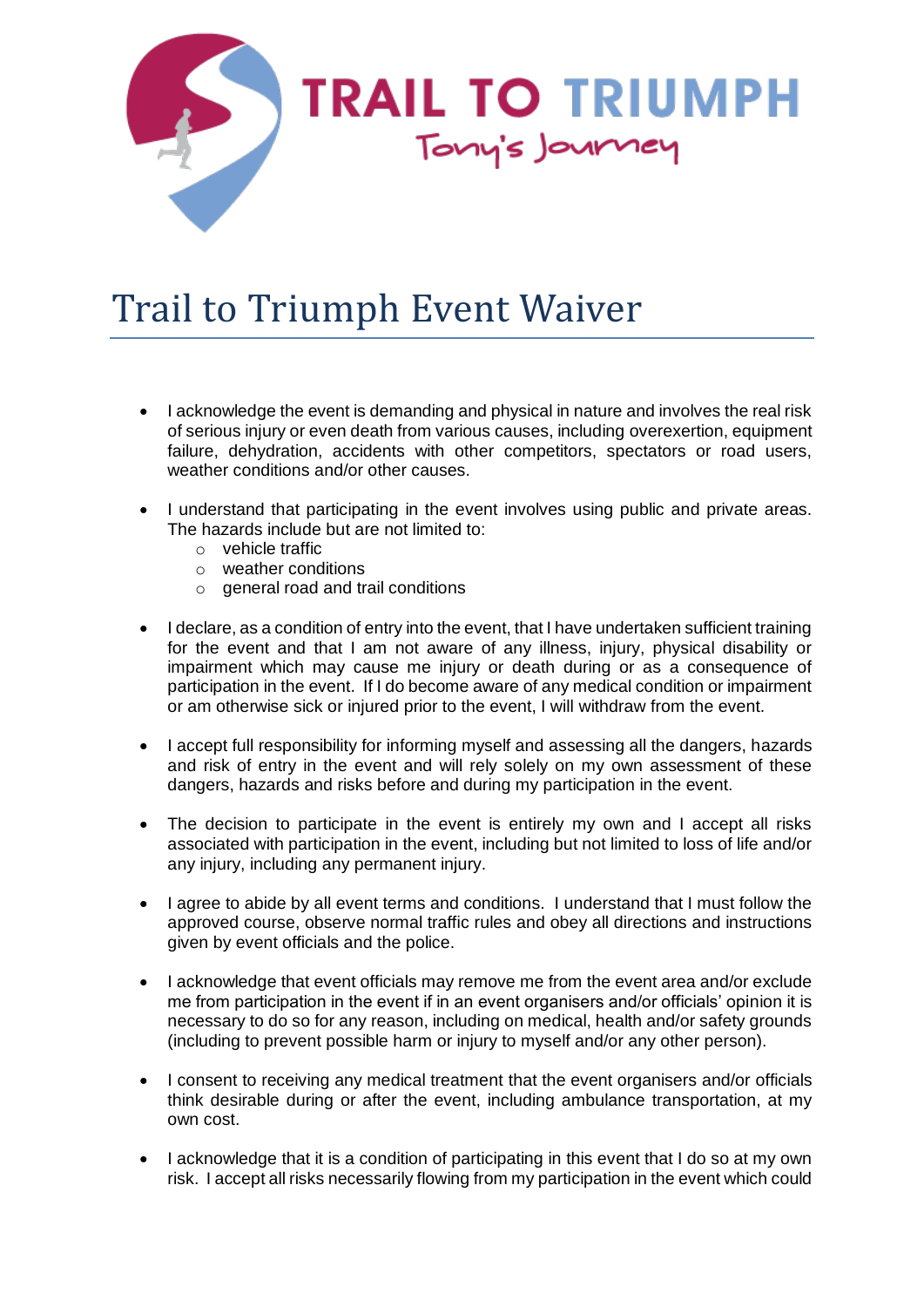TRAIL TO TRIUMPH

Tony's Journey

# Trail to Triumph Event Waiver

- I acknowledge the event is demanding and physical in nature and involves the real risk of serious injury or even death from various causes, including overexertion, equipment failure, dehydration, accidents with other competitors, spectators or road users, weather conditions and/or other causes.

- I understand that participating in the event involves using public and private areas. The hazards include but are not limited to:
  - vehicle traffic
  - weather conditions
  - general road and trail conditions

- I declare, as a condition of entry into the event, that I have undertaken sufficient training for the event and that I am not aware of any illness, injury, physical disability or impairment which may cause me injury or death during or as a consequence of participation in the event. If I do become aware of any medical condition or impairment or am otherwise sick or injured prior to the event, I will withdraw from the event.

- I accept full responsibility for informing myself and assessing all the dangers, hazards and risk of entry in the event and will rely solely on my own assessment of these dangers, hazards and risks before and during my participation in the event.

- The decision to participate in the event is entirely my own and I accept all risks associated with participation in the event, including but not limited to loss of life and/or any injury, including any permanent injury.

- I agree to abide by all event terms and conditions. I understand that I must follow the approved course, observe normal traffic rules and obey all directions and instructions given by event officials and the police.

- I acknowledge that event officials may remove me from the event area and/or exclude me from participation in the event if in an event organisers and/or officials' opinion it is necessary to do so for any reason, including on medical, health and/or safety grounds (including to prevent possible harm or injury to myself and/or any other person).

- I consent to receiving any medical treatment that the event organisers and/or officials think desirable during or after the event, including ambulance transportation, at my own cost.

- I acknowledge that it is a condition of participating in this event that I do so at my own risk. I accept all risks necessarily flowing from my participation in the event which could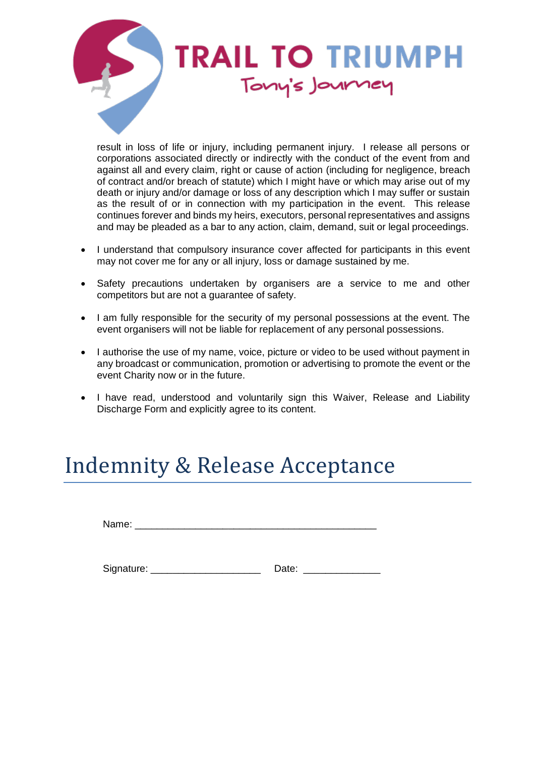result in loss of life or injury, including permanent injury. I release all persons or corporations associated directly or indirectly with the conduct of the event from and against all and every claim, right or cause of action (including for negligence, breach of contract and/or breach of statute) which I might have or which may arise out of my death or injury and/or damage or loss of any description which I may suffer or sustain as the result of or in connection with my participation in the event. This release continues forever and binds my heirs, executors, personal representatives and assigns and may be pleaded as a bar to any action, claim, demand, suit or legal proceedings.

- I understand that compulsory insurance cover affected for participants in this event may not cover me for any or all injury, loss or damage sustained by me.
- Safety precautions undertaken by organisers are a service to me and other competitors but are not a guarantee of safety.
- I am fully responsible for the security of my personal possessions at the event. The event organisers will not be liable for replacement of any personal possessions.
- I authorise the use of my name, voice, picture or video to be used without payment in any broadcast or communication, promotion or advertising to promote the event or the event Charity now or in the future.
- I have read, understood and voluntarily sign this Waiver, Release and Liability Discharge Form and explicitly agree to its content.

# Indemnity & Release Acceptance

Name: ___________________________________________

Signature: ____________________ Date: ______________